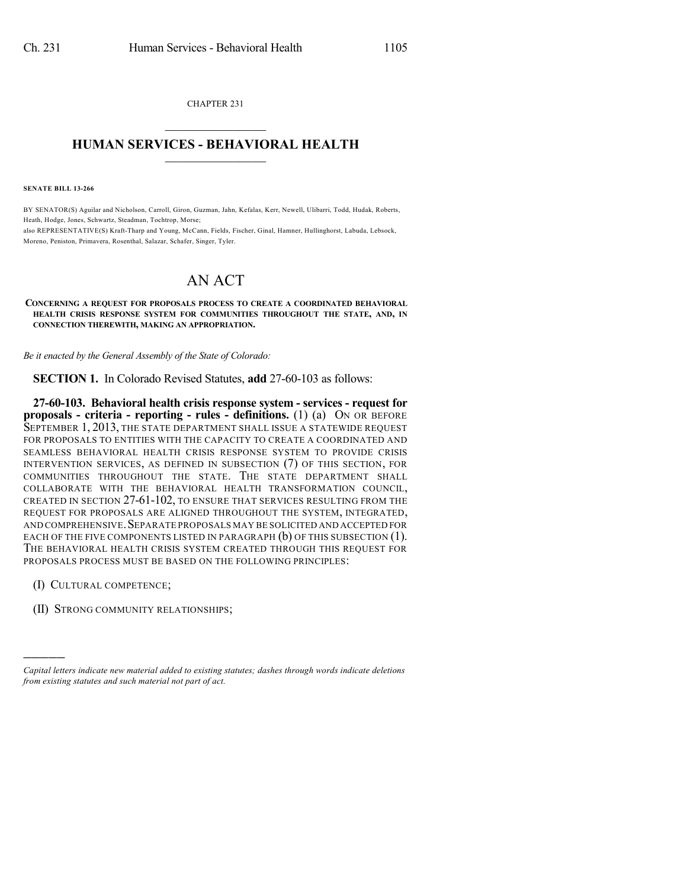CHAPTER 231

# HUMAN SERVICES - BEHAVIORAL HEALTH

**SENATE BILL 13-266**

BY SENATOR(S) Aguilar and Nicholson, Carroll, Giron, Guzman, Jahn, Kefalas, Kerr, Newell, Ulibarri, Todd, Hudak, Roberts, Heath, Hodge, Jones, Schwartz, Steadman, Tochtrop, Morse;
also REPRESENTATIVE(S) Kraft-Tharp and Young, McCann, Fields, Fischer, Ginal, Hamner, Hullinghorst, Labuda, Lebsock, Moreno, Peniston, Primavera, Rosenthal, Salazar, Schafer, Singer, Tyler.

# AN ACT

**CONCERNING A REQUEST FOR PROPOSALS PROCESS TO CREATE A COORDINATED BEHAVIORAL HEALTH CRISIS RESPONSE SYSTEM FOR COMMUNITIES THROUGHOUT THE STATE, AND, IN CONNECTION THEREWITH, MAKING AN APPROPRIATION.**

*Be it enacted by the General Assembly of the State of Colorado:*

**SECTION 1.** In Colorado Revised Statutes, **add** 27-60-103 as follows:

**27-60-103. Behavioral health crisis response system - services - request for proposals - criteria - reporting - rules - definitions.** (1) (a) ON OR BEFORE SEPTEMBER 1, 2013, THE STATE DEPARTMENT SHALL ISSUE A STATEWIDE REQUEST FOR PROPOSALS TO ENTITIES WITH THE CAPACITY TO CREATE A COORDINATED AND SEAMLESS BEHAVIORAL HEALTH CRISIS RESPONSE SYSTEM TO PROVIDE CRISIS INTERVENTION SERVICES, AS DEFINED IN SUBSECTION (7) OF THIS SECTION, FOR COMMUNITIES THROUGHOUT THE STATE. THE STATE DEPARTMENT SHALL COLLABORATE WITH THE BEHAVIORAL HEALTH TRANSFORMATION COUNCIL, CREATED IN SECTION 27-61-102, TO ENSURE THAT SERVICES RESULTING FROM THE REQUEST FOR PROPOSALS ARE ALIGNED THROUGHOUT THE SYSTEM, INTEGRATED, AND COMPREHENSIVE. SEPARATE PROPOSALS MAY BE SOLICITED AND ACCEPTED FOR EACH OF THE FIVE COMPONENTS LISTED IN PARAGRAPH (b) OF THIS SUBSECTION (1). THE BEHAVIORAL HEALTH CRISIS SYSTEM CREATED THROUGH THIS REQUEST FOR PROPOSALS PROCESS MUST BE BASED ON THE FOLLOWING PRINCIPLES:

(I) CULTURAL COMPETENCE;

(II) STRONG COMMUNITY RELATIONSHIPS;

---

*Capital letters indicate new material added to existing statutes; dashes through words indicate deletions from existing statutes and such material not part of act.*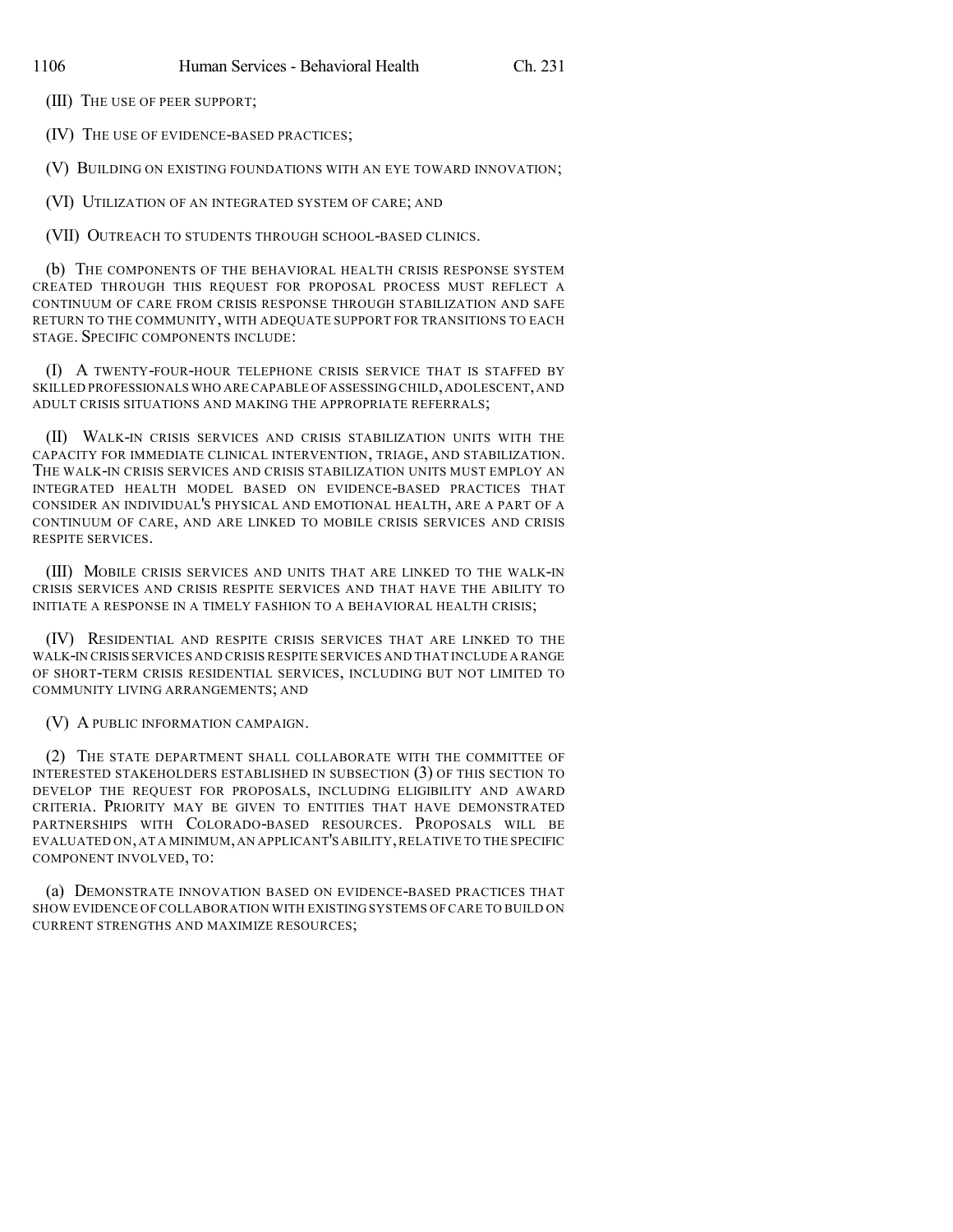(III) THE USE OF PEER SUPPORT;

(IV) THE USE OF EVIDENCE-BASED PRACTICES;

(V) BUILDING ON EXISTING FOUNDATIONS WITH AN EYE TOWARD INNOVATION;

(VI) UTILIZATION OF AN INTEGRATED SYSTEM OF CARE; AND

(VII) OUTREACH TO STUDENTS THROUGH SCHOOL-BASED CLINICS.

(b) THE COMPONENTS OF THE BEHAVIORAL HEALTH CRISIS RESPONSE SYSTEM CREATED THROUGH THIS REQUEST FOR PROPOSAL PROCESS MUST REFLECT A CONTINUUM OF CARE FROM CRISIS RESPONSE THROUGH STABILIZATION AND SAFE RETURN TO THE COMMUNITY, WITH ADEQUATE SUPPORT FOR TRANSITIONS TO EACH STAGE. SPECIFIC COMPONENTS INCLUDE:

(I) A TWENTY-FOUR-HOUR TELEPHONE CRISIS SERVICE THAT IS STAFFED BY SKILLED PROFESSIONALS WHO ARE CAPABLE OF ASSESSING CHILD, ADOLESCENT, AND ADULT CRISIS SITUATIONS AND MAKING THE APPROPRIATE REFERRALS;

(II) WALK-IN CRISIS SERVICES AND CRISIS STABILIZATION UNITS WITH THE CAPACITY FOR IMMEDIATE CLINICAL INTERVENTION, TRIAGE, AND STABILIZATION. THE WALK-IN CRISIS SERVICES AND CRISIS STABILIZATION UNITS MUST EMPLOY AN INTEGRATED HEALTH MODEL BASED ON EVIDENCE-BASED PRACTICES THAT CONSIDER AN INDIVIDUAL'S PHYSICAL AND EMOTIONAL HEALTH, ARE A PART OF A CONTINUUM OF CARE, AND ARE LINKED TO MOBILE CRISIS SERVICES AND CRISIS RESPITE SERVICES.

(III) MOBILE CRISIS SERVICES AND UNITS THAT ARE LINKED TO THE WALK-IN CRISIS SERVICES AND CRISIS RESPITE SERVICES AND THAT HAVE THE ABILITY TO INITIATE A RESPONSE IN A TIMELY FASHION TO A BEHAVIORAL HEALTH CRISIS;

(IV) RESIDENTIAL AND RESPITE CRISIS SERVICES THAT ARE LINKED TO THE WALK-IN CRISIS SERVICES AND CRISIS RESPITE SERVICES AND THAT INCLUDE A RANGE OF SHORT-TERM CRISIS RESIDENTIAL SERVICES, INCLUDING BUT NOT LIMITED TO COMMUNITY LIVING ARRANGEMENTS; AND

(V) A PUBLIC INFORMATION CAMPAIGN.

(2) THE STATE DEPARTMENT SHALL COLLABORATE WITH THE COMMITTEE OF INTERESTED STAKEHOLDERS ESTABLISHED IN SUBSECTION (3) OF THIS SECTION TO DEVELOP THE REQUEST FOR PROPOSALS, INCLUDING ELIGIBILITY AND AWARD CRITERIA. PRIORITY MAY BE GIVEN TO ENTITIES THAT HAVE DEMONSTRATED PARTNERSHIPS WITH COLORADO-BASED RESOURCES. PROPOSALS WILL BE EVALUATED ON, AT A MINIMUM, AN APPLICANT'S ABILITY, RELATIVE TO THE SPECIFIC COMPONENT INVOLVED, TO:

(a) DEMONSTRATE INNOVATION BASED ON EVIDENCE-BASED PRACTICES THAT SHOW EVIDENCE OF COLLABORATION WITH EXISTING SYSTEMS OF CARE TO BUILD ON CURRENT STRENGTHS AND MAXIMIZE RESOURCES;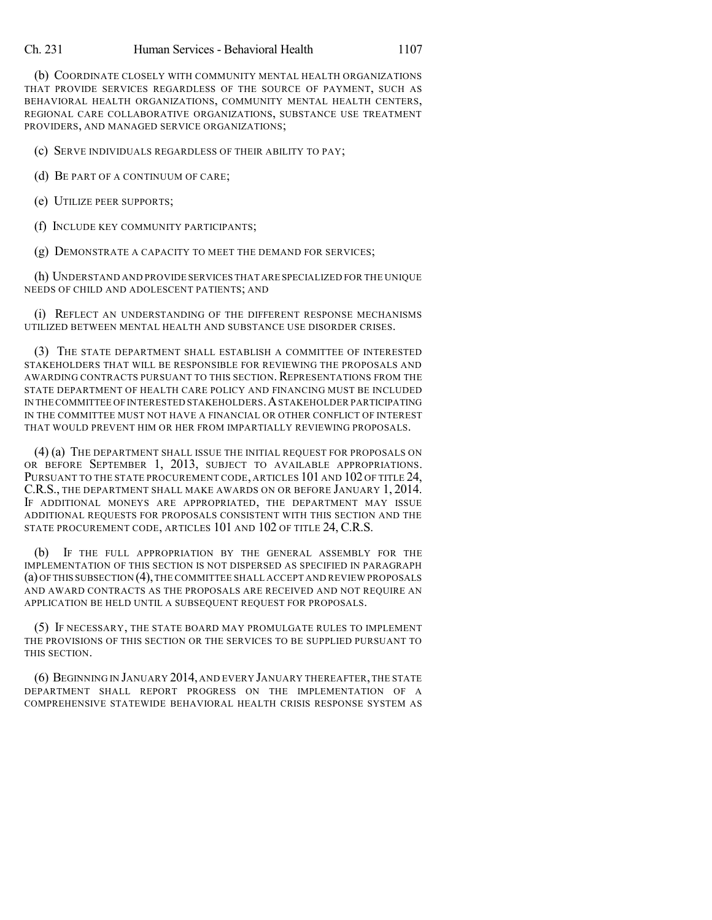(b) COORDINATE CLOSELY WITH COMMUNITY MENTAL HEALTH ORGANIZATIONS THAT PROVIDE SERVICES REGARDLESS OF THE SOURCE OF PAYMENT, SUCH AS BEHAVIORAL HEALTH ORGANIZATIONS, COMMUNITY MENTAL HEALTH CENTERS, REGIONAL CARE COLLABORATIVE ORGANIZATIONS, SUBSTANCE USE TREATMENT PROVIDERS, AND MANAGED SERVICE ORGANIZATIONS;

(c) SERVE INDIVIDUALS REGARDLESS OF THEIR ABILITY TO PAY;

(d) BE PART OF A CONTINUUM OF CARE;

(e) UTILIZE PEER SUPPORTS;

(f) INCLUDE KEY COMMUNITY PARTICIPANTS;

(g) DEMONSTRATE A CAPACITY TO MEET THE DEMAND FOR SERVICES;

(h) UNDERSTAND AND PROVIDE SERVICES THAT ARE SPECIALIZED FOR THE UNIQUE NEEDS OF CHILD AND ADOLESCENT PATIENTS; AND

(i) REFLECT AN UNDERSTANDING OF THE DIFFERENT RESPONSE MECHANISMS UTILIZED BETWEEN MENTAL HEALTH AND SUBSTANCE USE DISORDER CRISES.

(3) THE STATE DEPARTMENT SHALL ESTABLISH A COMMITTEE OF INTERESTED STAKEHOLDERS THAT WILL BE RESPONSIBLE FOR REVIEWING THE PROPOSALS AND AWARDING CONTRACTS PURSUANT TO THIS SECTION. REPRESENTATIONS FROM THE STATE DEPARTMENT OF HEALTH CARE POLICY AND FINANCING MUST BE INCLUDED IN THE COMMITTEE OF INTERESTED STAKEHOLDERS. A STAKEHOLDER PARTICIPATING IN THE COMMITTEE MUST NOT HAVE A FINANCIAL OR OTHER CONFLICT OF INTEREST THAT WOULD PREVENT HIM OR HER FROM IMPARTIALLY REVIEWING PROPOSALS.

(4) (a) THE DEPARTMENT SHALL ISSUE THE INITIAL REQUEST FOR PROPOSALS ON OR BEFORE SEPTEMBER 1, 2013, SUBJECT TO AVAILABLE APPROPRIATIONS. PURSUANT TO THE STATE PROCUREMENT CODE, ARTICLES 101 AND 102 OF TITLE 24, C.R.S., THE DEPARTMENT SHALL MAKE AWARDS ON OR BEFORE JANUARY 1, 2014. IF ADDITIONAL MONEYS ARE APPROPRIATED, THE DEPARTMENT MAY ISSUE ADDITIONAL REQUESTS FOR PROPOSALS CONSISTENT WITH THIS SECTION AND THE STATE PROCUREMENT CODE, ARTICLES 101 AND 102 OF TITLE 24, C.R.S.

(b) IF THE FULL APPROPRIATION BY THE GENERAL ASSEMBLY FOR THE IMPLEMENTATION OF THIS SECTION IS NOT DISPERSED AS SPECIFIED IN PARAGRAPH (a) OF THIS SUBSECTION (4), THE COMMITTEE SHALL ACCEPT AND REVIEW PROPOSALS AND AWARD CONTRACTS AS THE PROPOSALS ARE RECEIVED AND NOT REQUIRE AN APPLICATION BE HELD UNTIL A SUBSEQUENT REQUEST FOR PROPOSALS.

(5) IF NECESSARY, THE STATE BOARD MAY PROMULGATE RULES TO IMPLEMENT THE PROVISIONS OF THIS SECTION OR THE SERVICES TO BE SUPPLIED PURSUANT TO THIS SECTION.

(6) BEGINNING IN JANUARY 2014, AND EVERY JANUARY THEREAFTER, THE STATE DEPARTMENT SHALL REPORT PROGRESS ON THE IMPLEMENTATION OF A COMPREHENSIVE STATEWIDE BEHAVIORAL HEALTH CRISIS RESPONSE SYSTEM AS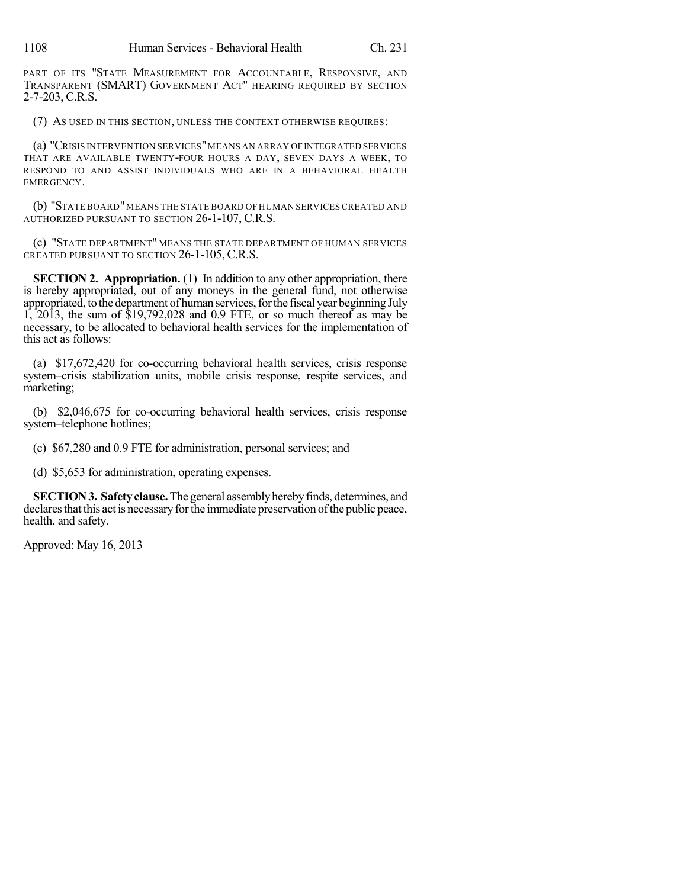PART OF ITS "STATE MEASUREMENT FOR ACCOUNTABLE, RESPONSIVE, AND TRANSPARENT (SMART) GOVERNMENT ACT" HEARING REQUIRED BY SECTION 2-7-203, C.R.S.

(7) AS USED IN THIS SECTION, UNLESS THE CONTEXT OTHERWISE REQUIRES:

(a) "CRISIS INTERVENTION SERVICES" MEANS AN ARRAY OF INTEGRATED SERVICES THAT ARE AVAILABLE TWENTY-FOUR HOURS A DAY, SEVEN DAYS A WEEK, TO RESPOND TO AND ASSIST INDIVIDUALS WHO ARE IN A BEHAVIORAL HEALTH EMERGENCY.

(b) "STATE BOARD" MEANS THE STATE BOARD OF HUMAN SERVICES CREATED AND AUTHORIZED PURSUANT TO SECTION 26-1-107, C.R.S.

(c) "STATE DEPARTMENT" MEANS THE STATE DEPARTMENT OF HUMAN SERVICES CREATED PURSUANT TO SECTION 26-1-105, C.R.S.

**SECTION 2. Appropriation.** (1) In addition to any other appropriation, there is hereby appropriated, out of any moneys in the general fund, not otherwise appropriated, to the department of human services, for the fiscal year beginning July 1, 2013, the sum of $19,792,028 and 0.9 FTE, or so much thereof as may be necessary, to be allocated to behavioral health services for the implementation of this act as follows:

(a) $17,672,420 for co-occurring behavioral health services, crisis response system–crisis stabilization units, mobile crisis response, respite services, and marketing;

(b) $2,046,675 for co-occurring behavioral health services, crisis response system–telephone hotlines;

(c) $67,280 and 0.9 FTE for administration, personal services; and

(d) $5,653 for administration, operating expenses.

**SECTION 3. Safety clause.** The general assembly hereby finds, determines, and declares that this act is necessary for the immediate preservation of the public peace, health, and safety.

Approved: May 16, 2013